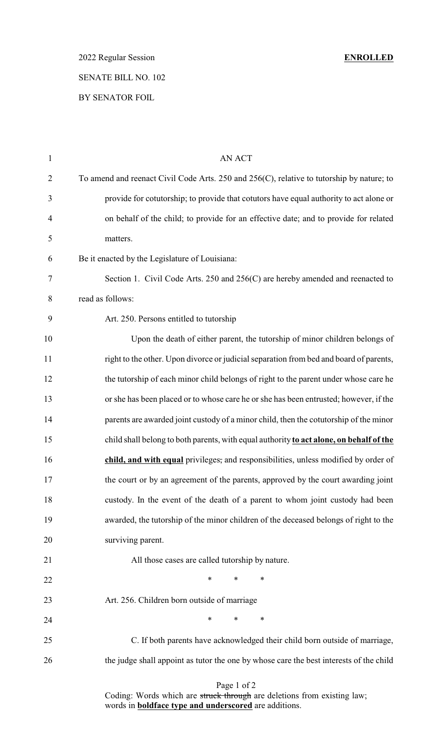2022 Regular Session **ENROLLED**

SENATE BILL NO. 102

BY SENATOR FOIL

AN ACT

To amend and reenact Civil Code Arts. 250 and 256(C), relative to tutorship by nature; to provide for cotutorship; to provide that cotutors have equal authority to act alone or on behalf of the child; to provide for an effective date; and to provide for related matters.

Be it enacted by the Legislature of Louisiana:

Section 1. Civil Code Arts. 250 and 256(C) are hereby amended and reenacted to read as follows:

Art. 250. Persons entitled to tutorship

Upon the death of either parent, the tutorship of minor children belongs of right to the other. Upon divorce or judicial separation from bed and board of parents, the tutorship of each minor child belongs of right to the parent under whose care he or she has been placed or to whose care he or she has been entrusted; however, if the parents are awarded joint custody of a minor child, then the cotutorship of the minor child shall belong to both parents, with equal authority **to act alone, on behalf of the child, and with equal** privileges~~,~~ and responsibilities, unless modified by order of the court or by an agreement of the parents, approved by the court awarding joint custody. In the event of the death of a parent to whom joint custody had been awarded, the tutorship of the minor children of the deceased belongs of right to the surviving parent.

All those cases are called tutorship by nature.

\* \* \*

Art. 256. Children born outside of marriage

\* \* \*

C. If both parents have acknowledged their child born outside of marriage, the judge shall appoint as tutor the one by whose care the best interests of the child

Coding: Words which are ~~struck through~~ are deletions from existing law; words in **boldface type and underscored** are additions.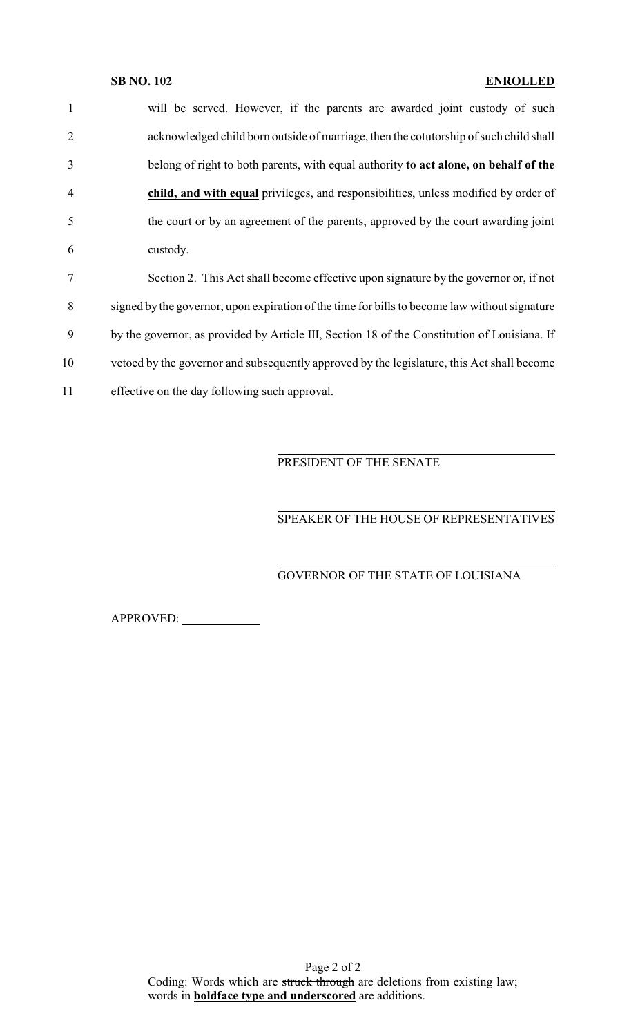will be served. However, if the parents are awarded joint custody of such acknowledged child born outside of marriage, then the cotutorship of such child shall belong of right to both parents, with equal authority **to act alone, on behalf of the child, and with equal** privileges~~,~~ and responsibilities, unless modified by order of the court or by an agreement of the parents, approved by the court awarding joint custody.

Section 2. This Act shall become effective upon signature by the governor or, if not signed by the governor, upon expiration of the time for bills to become law without signature by the governor, as provided by Article III, Section 18 of the Constitution of Louisiana. If vetoed by the governor and subsequently approved by the legislature, this Act shall become effective on the day following such approval.

PRESIDENT OF THE SENATE

SPEAKER OF THE HOUSE OF REPRESENTATIVES

GOVERNOR OF THE STATE OF LOUISIANA

APPROVED: ____________

Coding: Words which are ~~struck through~~ are deletions from existing law; words in **boldface type and underscored** are additions.